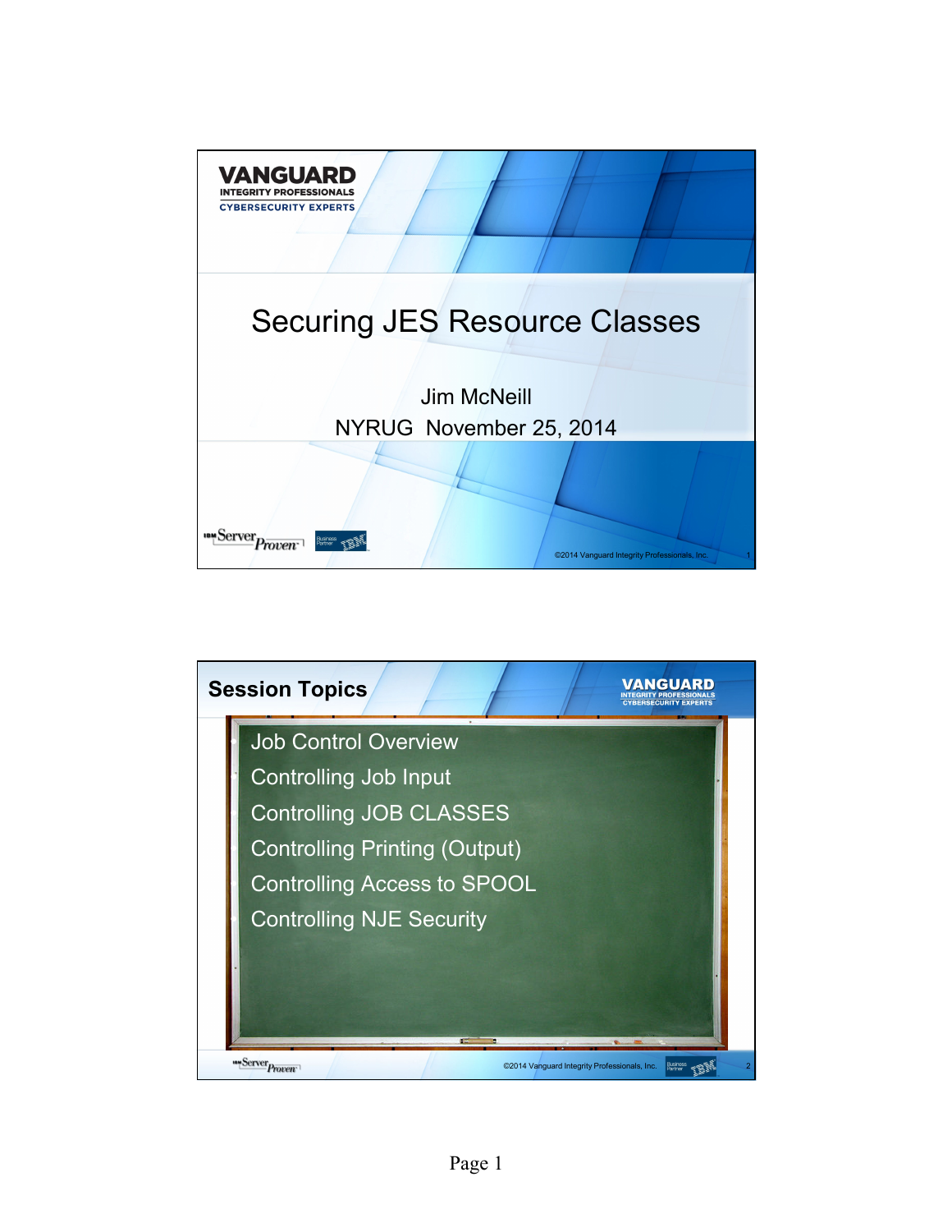# Securing JES Resource Classes

Jim McNeill

NYRUG November 25, 2014

## Session Topics

- Job Control Overview
- Controlling Job Input
- Controlling JOB CLASSES
- Controlling Printing (Output)
- Controlling Access to SPOOL
- Controlling NJE Security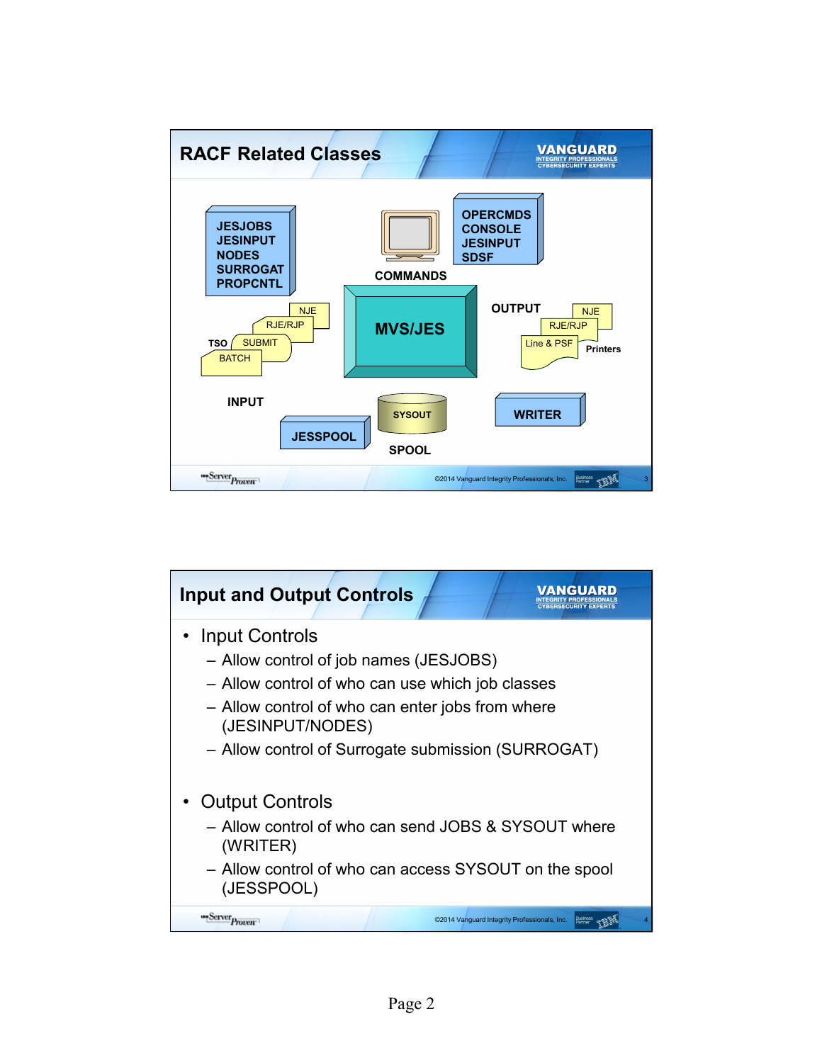## RACF Related Classes

JESJOBS
JESINPUT
NODES
SURROGAT
PROPCNTL

OPERCMDS
CONSOLE
JESINPUT
SDSF

COMMANDS

MVS/JES

NJE
RJE/RJP
TSO SUBMIT
BATCH

INPUT

OUTPUT
NJE
RJE/RJP
Line & PSF
Printers

SYSOUT

JESSPOOL

SPOOL

WRITER

## Input and Output Controls

- Input Controls
  - Allow control of job names (JESJOBS)
  - Allow control of who can use which job classes
  - Allow control of who can enter jobs from where (JESINPUT/NODES)
  - Allow control of Surrogate submission (SURROGAT)
- Output Controls
  - Allow control of who can send JOBS & SYSOUT where (WRITER)
  - Allow control of who can access SYSOUT on the spool (JESSPOOL)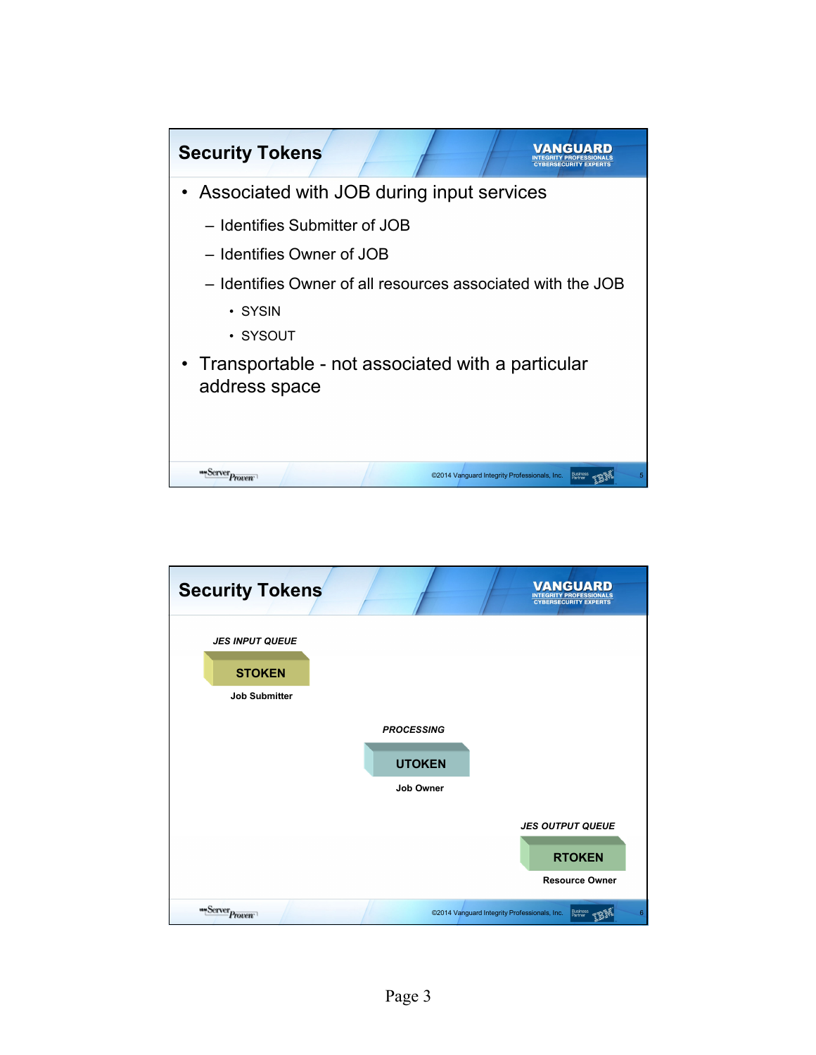## Security Tokens

- Associated with JOB during input services
  - Identifies Submitter of JOB
  - Identifies Owner of JOB
  - Identifies Owner of all resources associated with the JOB
    - SYSIN
    - SYSOUT
- Transportable - not associated with a particular address space

## Security Tokens

*JES INPUT QUEUE*

**STOKEN**

**Job Submitter**

*PROCESSING*

**UTOKEN**

**Job Owner**

*JES OUTPUT QUEUE*

**RTOKEN**

**Resource Owner**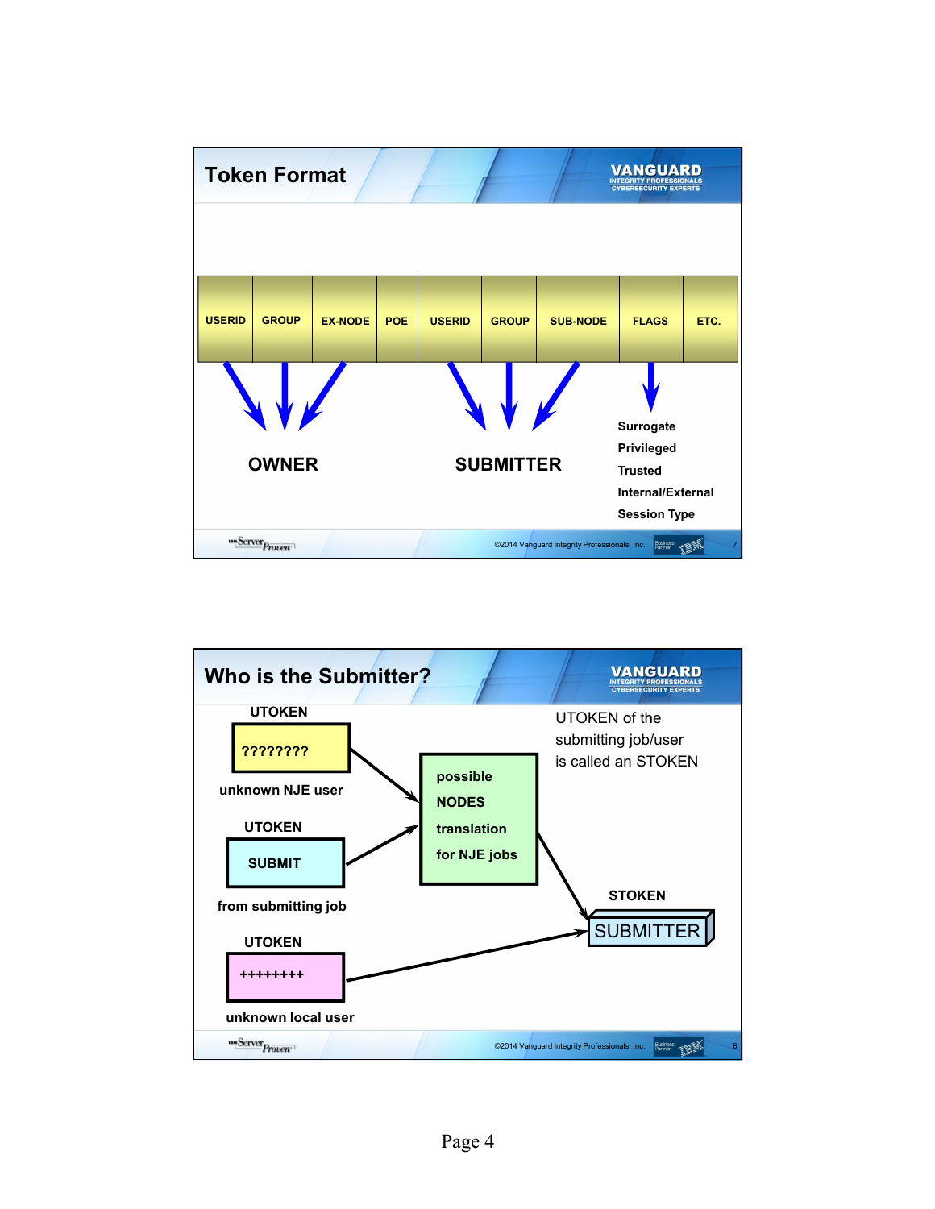## Token Format

| USERID | GROUP | EX-NODE | POE | USERID | GROUP | SUB-NODE | FLAGS | ETC. |
|---|---|---|---|---|---|---|---|---|

USERID, GROUP, EX-NODE → **OWNER**

USERID, GROUP, SUB-NODE → **SUBMITTER**

FLAGS →

- Surrogate
- Privileged
- Trusted
- Internal/External
- Session Type

©2014 Vanguard Integrity Professionals, Inc.

## Who is the Submitter?

UTOKEN of the submitting job/user is called an STOKEN

- UTOKEN: ???????? (unknown NJE user) → possible NODES translation for NJE jobs
- UTOKEN: SUBMIT (from submitting job) → possible NODES translation for NJE jobs
- possible NODES translation for NJE jobs → STOKEN: SUBMITTER
- UTOKEN: ++++++++ (unknown local user) → STOKEN: SUBMITTER

©2014 Vanguard Integrity Professionals, Inc.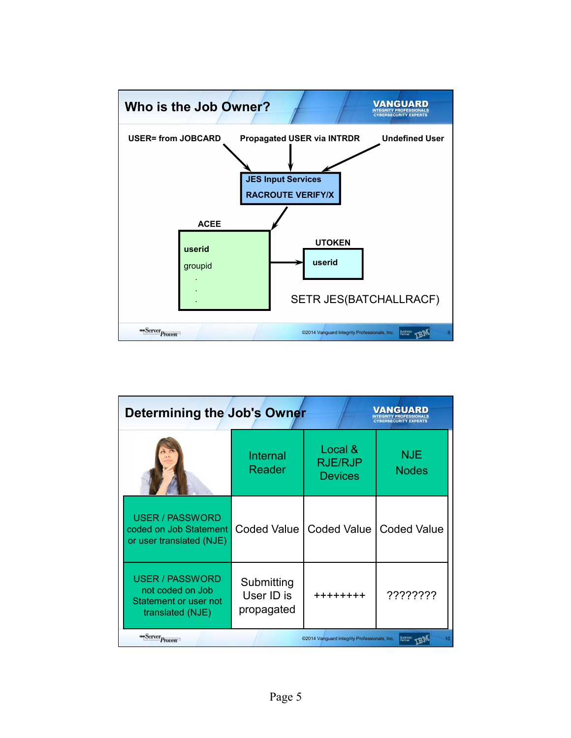## Who is the Job Owner?

USER= from JOBCARD

Propagated USER via INTRDR

Undefined User

JES Input Services
RACROUTE VERIFY/X

ACEE

userid
groupid
.
.
.

UTOKEN

userid

SETR JES(BATCHALLRACF)

©2014 Vanguard Integrity Professionals, Inc.

## Determining the Job's Owner

| | Internal Reader | Local & RJE/RJP Devices | NJE Nodes |
|---|---|---|---|
| USER / PASSWORD coded on Job Statement or user translated (NJE) | Coded Value | Coded Value | Coded Value |
| USER / PASSWORD not coded on Job Statement or user not translated (NJE) | Submitting User ID is propagated | ++++++++ | ???????? |

©2014 Vanguard Integrity Professionals, Inc.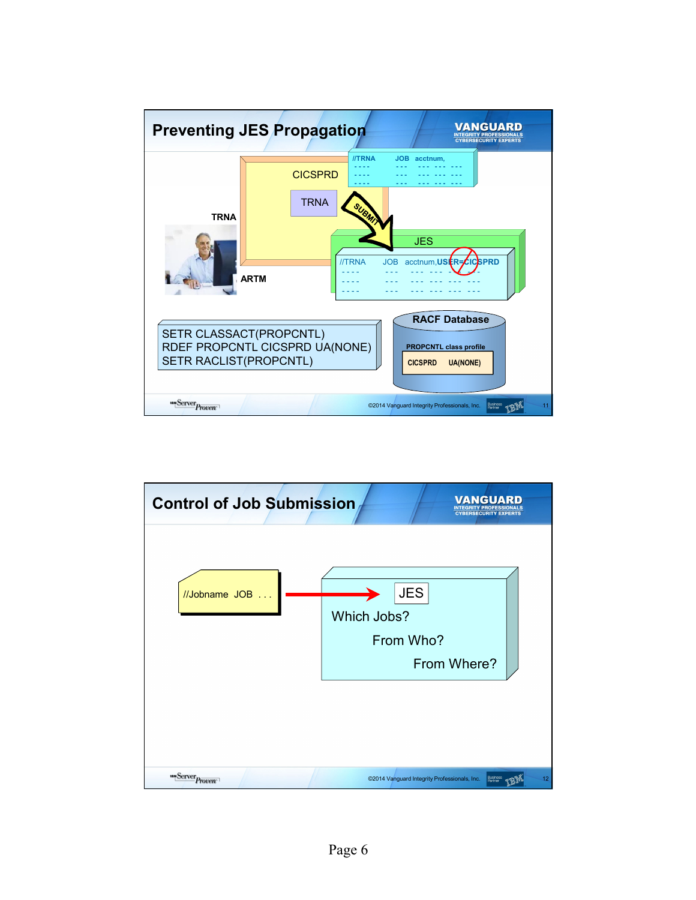## Preventing JES Propagation

CICSPRD

TRNA

TRNA

ARTM

```
//TRNA    JOB  acctnum,
----      ---  --- --- ---
----      ---  --- --- ---
----      ---  --- --- ---
```

SUBMIT

JES

```
//TRNA    JOB  acctnum,USER=CICSPRD
----      ---  --- --- --- ---
----      ---  --- --- --- ---
----      ---  --- --- --- ---
```

```
SETR CLASSACT(PROPCNTL)
RDEF PROPCNTL CICSPRD UA(NONE)
SETR RACLIST(PROPCNTL)
```

**RACF Database**

PROPCNTL class profile

| CICSPRD | UA(NONE) |
| --- | --- |

©2014 Vanguard Integrity Professionals, Inc.

## Control of Job Submission

//Jobname JOB . . .

JES

Which Jobs?

From Who?

From Where?

©2014 Vanguard Integrity Professionals, Inc.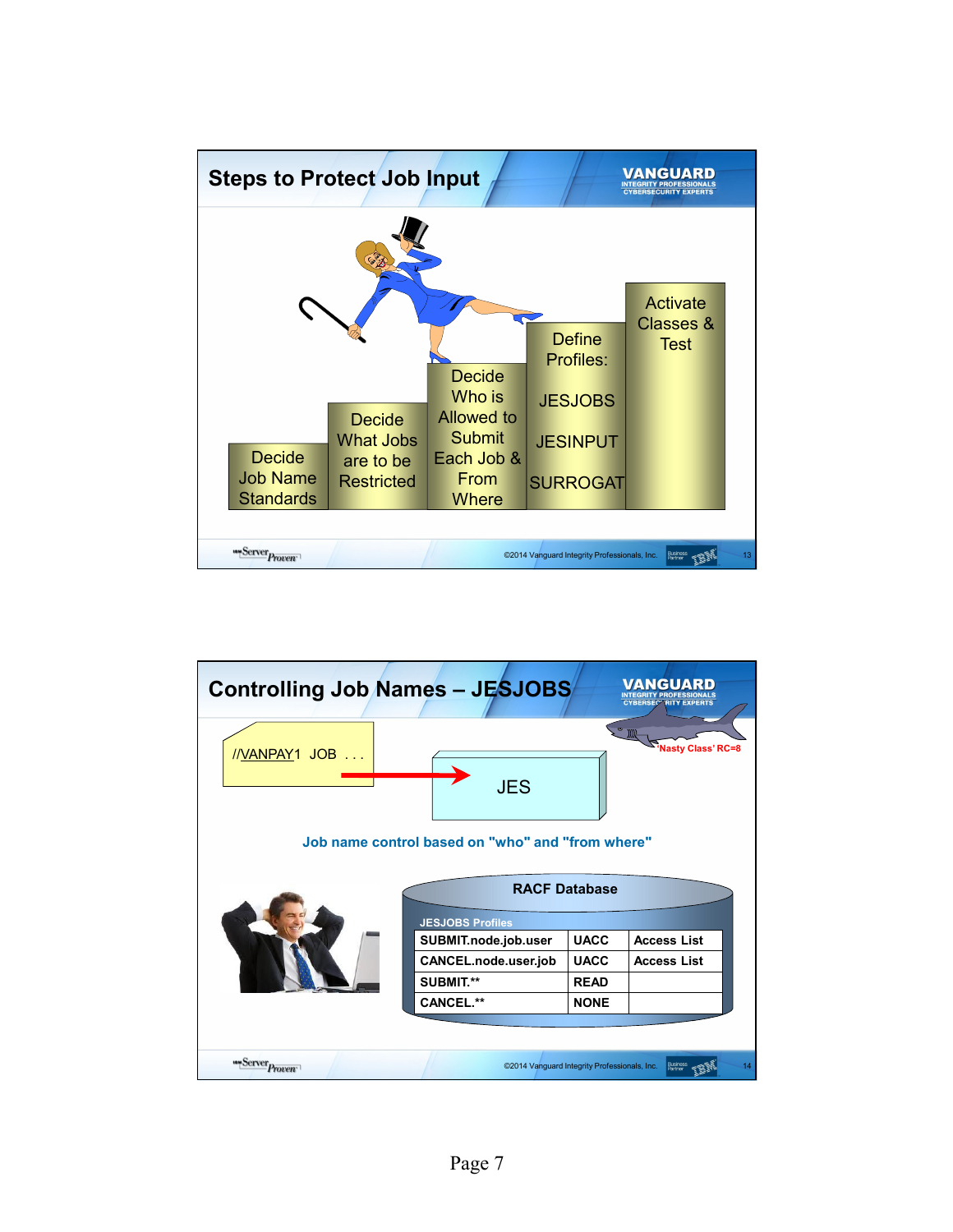## Steps to Protect Job Input

- Decide Job Name Standards
- Decide What Jobs are to be Restricted
- Decide Who is Allowed to Submit Each Job & From Where
- Define Profiles: JESJOBS, JESINPUT, SURROGAT
- Activate Classes & Test

©2014 Vanguard Integrity Professionals, Inc.

## Controlling Job Names – JESJOBS

```
//VANPAY1  JOB  . . .
```

JES

'Nasty Class' RC=8

**Job name control based on "who" and "from where"**

**RACF Database**

**JESJOBS Profiles**

| SUBMIT.node.job.user | UACC | Access List |
|---|---|---|
| CANCEL.node.user.job | UACC | Access List |
| SUBMIT.** | READ | |
| CANCEL.** | NONE | |

©2014 Vanguard Integrity Professionals, Inc.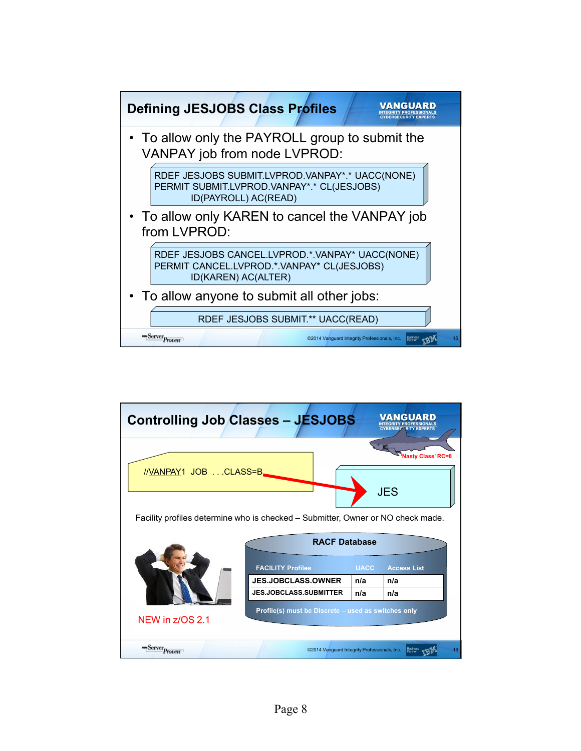## Defining JESJOBS Class Profiles

- To allow only the PAYROLL group to submit the VANPAY job from node LVPROD:

```
RDEF JESJOBS SUBMIT.LVPROD.VANPAY*.* UACC(NONE)
PERMIT SUBMIT.LVPROD.VANPAY*.* CL(JESJOBS)
       ID(PAYROLL) AC(READ)
```

- To allow only KAREN to cancel the VANPAY job from LVPROD:

```
RDEF JESJOBS CANCEL.LVPROD.*.VANPAY* UACC(NONE)
PERMIT CANCEL.LVPROD.*.VANPAY* CL(JESJOBS)
       ID(KAREN) AC(ALTER)
```

- To allow anyone to submit all other jobs:

```
RDEF JESJOBS SUBMIT.** UACC(READ)
```

## Controlling Job Classes – JESJOBS

'Nasty Class' RC=8

```
//VANPAY1  JOB  . . .CLASS=B
```

JES

Facility profiles determine who is checked – Submitter, Owner or NO check made.

**RACF Database**

| FACILITY Profiles | UACC | Access List |
|---|---|---|
| JES.JOBCLASS.OWNER | n/a | n/a |
| JES.JOBCLASS.SUBMITTER | n/a | n/a |

Profile(s) must be Discrete – used as switches only

NEW in z/OS 2.1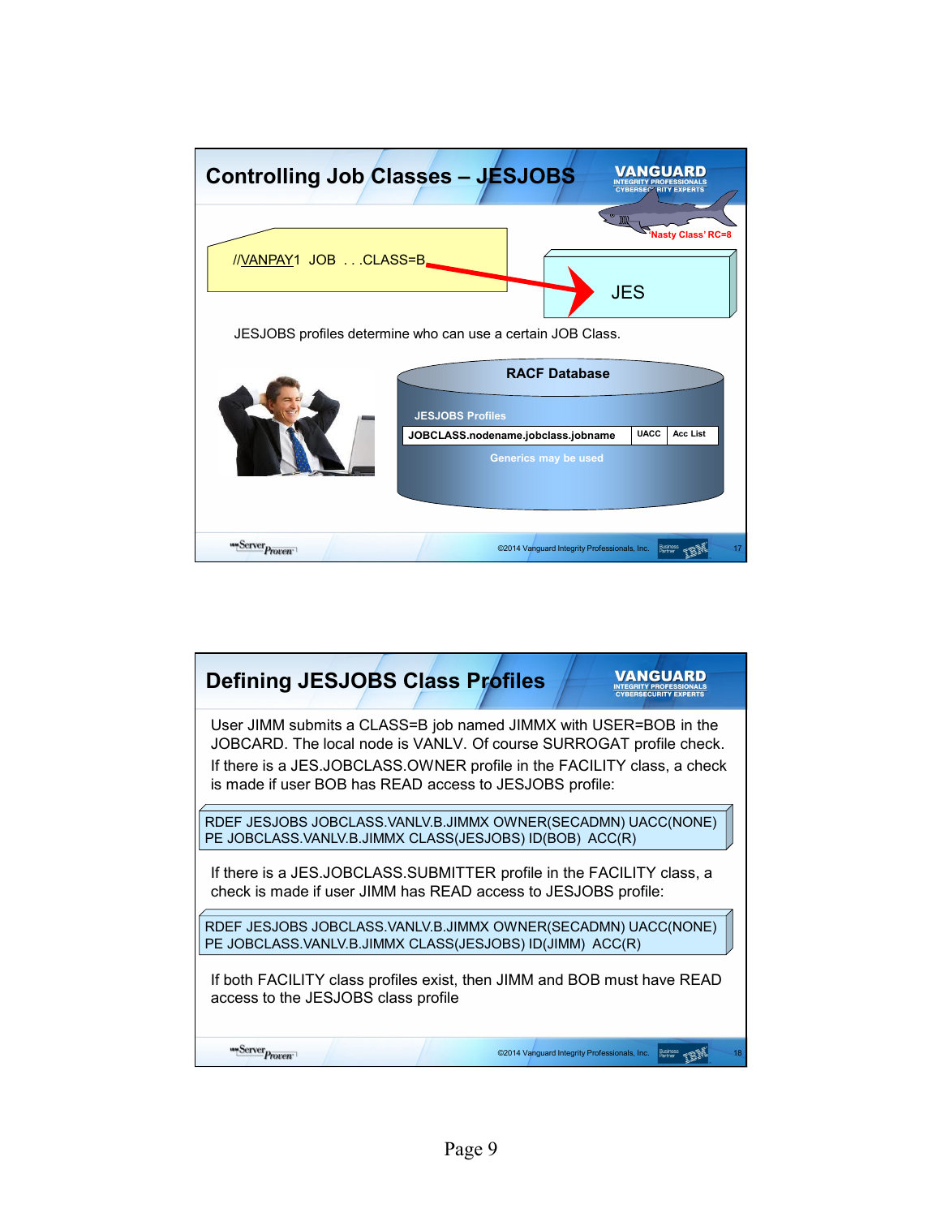## Controlling Job Classes – JESJOBS

'Nasty Class' RC=8

```
//VANPAY1 JOB . . .CLASS=B
```

JES

JESJOBS profiles determine who can use a certain JOB Class.

**RACF Database**

JESJOBS Profiles

| JOBCLASS.nodename.jobclass.jobname | UACC | Acc List |
| --- | --- | --- |

Generics may be used

©2014 Vanguard Integrity Professionals, Inc.

## Defining JESJOBS Class Profiles

User JIMM submits a CLASS=B job named JIMMX with USER=BOB in the JOBCARD. The local node is VANLV. Of course SURROGAT profile check.

If there is a JES.JOBCLASS.OWNER profile in the FACILITY class, a check is made if user BOB has READ access to JESJOBS profile:

```
RDEF JESJOBS JOBCLASS.VANLV.B.JIMMX OWNER(SECADMN) UACC(NONE)
PE JOBCLASS.VANLV.B.JIMMX CLASS(JESJOBS) ID(BOB)  ACC(R)
```

If there is a JES.JOBCLASS.SUBMITTER profile in the FACILITY class, a check is made if user JIMM has READ access to JESJOBS profile:

```
RDEF JESJOBS JOBCLASS.VANLV.B.JIMMX OWNER(SECADMN) UACC(NONE)
PE JOBCLASS.VANLV.B.JIMMX CLASS(JESJOBS) ID(JIMM)  ACC(R)
```

If both FACILITY class profiles exist, then JIMM and BOB must have READ access to the JESJOBS class profile

©2014 Vanguard Integrity Professionals, Inc.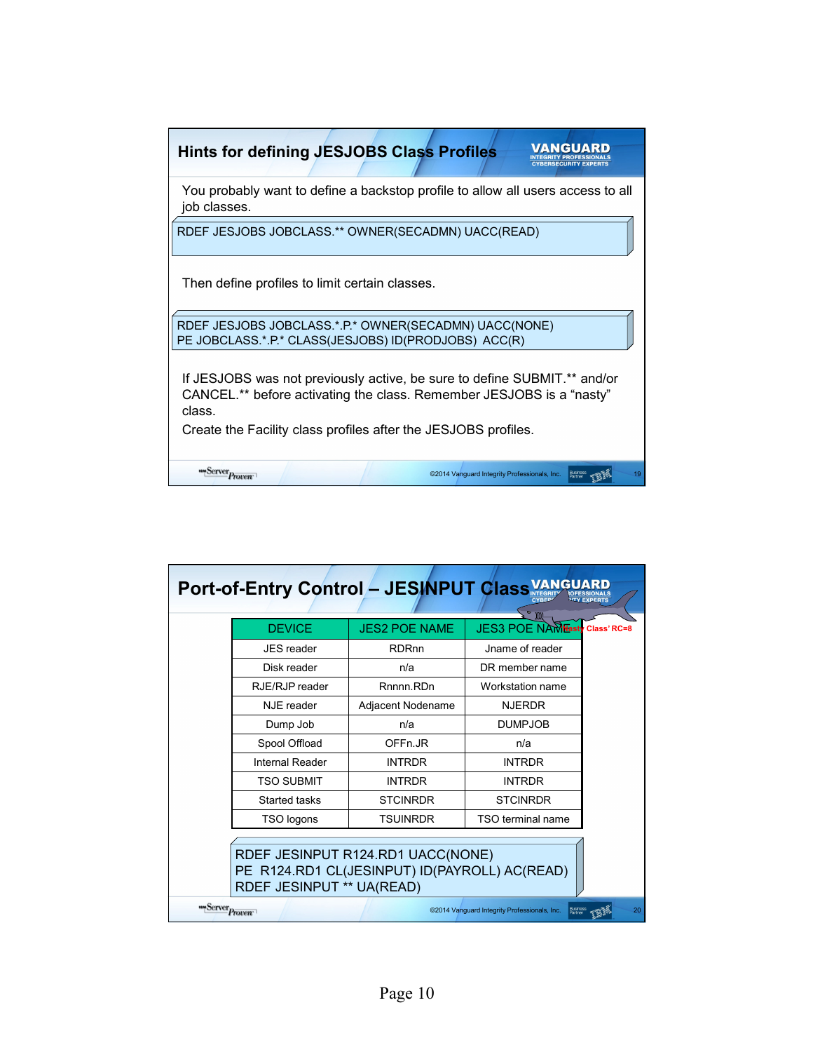## Hints for defining JESJOBS Class Profiles

You probably want to define a backstop profile to allow all users access to all job classes.

```
RDEF JESJOBS JOBCLASS.** OWNER(SECADMN) UACC(READ)
```

Then define profiles to limit certain classes.

```
RDEF JESJOBS JOBCLASS.*.P.* OWNER(SECADMN) UACC(NONE)
PE JOBCLASS.*.P.* CLASS(JESJOBS) ID(PRODJOBS)  ACC(R)
```

If JESJOBS was not previously active, be sure to define SUBMIT.** and/or CANCEL.** before activating the class. Remember JESJOBS is a "nasty" class.

Create the Facility class profiles after the JESJOBS profiles.

## Port-of-Entry Control – JESINPUT Class

'Nasty Class' RC=8

| DEVICE | JES2 POE NAME | JES3 POE NAME |
|---|---|---|
| JES reader | RDRnn | Jname of reader |
| Disk reader | n/a | DR member name |
| RJE/RJP reader | Rnnnn.RDn | Workstation name |
| NJE reader | Adjacent Nodename | NJERDR |
| Dump Job | n/a | DUMPJOB |
| Spool Offload | OFFn.JR | n/a |
| Internal Reader | INTRDR | INTRDR |
| TSO SUBMIT | INTRDR | INTRDR |
| Started tasks | STCINRDR | STCINRDR |
| TSO logons | TSUINRDR | TSO terminal name |

```
RDEF JESINPUT R124.RD1 UACC(NONE)
PE  R124.RD1 CL(JESINPUT) ID(PAYROLL) AC(READ)
RDEF JESINPUT ** UA(READ)
```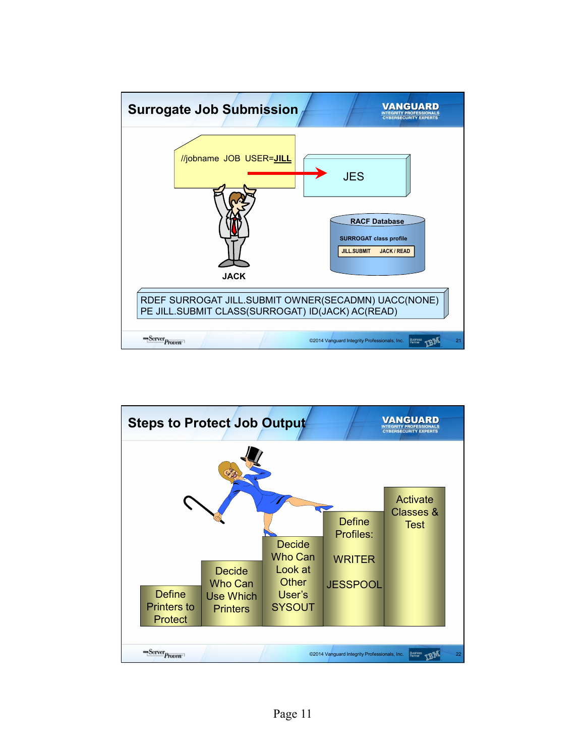## Surrogate Job Submission

//jobname JOB USER=**JILL**

JES

JACK

RACF Database

SURROGAT class profile

JILL.SUBMIT JACK / READ

```
RDEF SURROGAT JILL.SUBMIT OWNER(SECADMN) UACC(NONE)
PE JILL.SUBMIT CLASS(SURROGAT) ID(JACK) AC(READ)
```

©2014 Vanguard Integrity Professionals, Inc.

## Steps to Protect Job Output

- Define Printers to Protect
- Decide Who Can Use Which Printers
- Decide Who Can Look at Other User's SYSOUT
- Define Profiles: WRITER JESSPOOL
- Activate Classes & Test

©2014 Vanguard Integrity Professionals, Inc.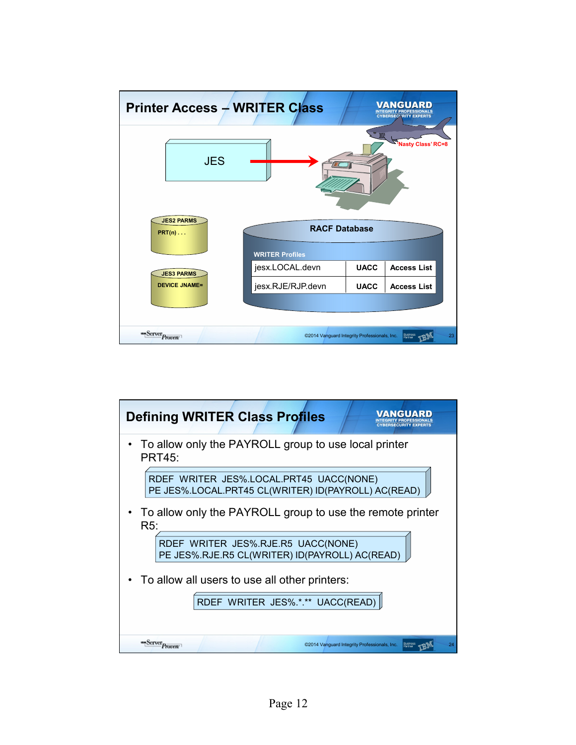## Printer Access – WRITER Class

JES

'Nasty Class' RC=8

JES2 PARMS
PRT(n) . . .

JES3 PARMS
DEVICE JNAME=

RACF Database

WRITER Profiles

| jesx.LOCAL.devn | UACC | Access List |
|---|---|---|
| jesx.RJE/RJP.devn | UACC | Access List |

## Defining WRITER Class Profiles

- To allow only the PAYROLL group to use local printer PRT45:

```
RDEF  WRITER  JES%.LOCAL.PRT45  UACC(NONE)
PE JES%.LOCAL.PRT45 CL(WRITER) ID(PAYROLL) AC(READ)
```

- To allow only the PAYROLL group to use the remote printer R5:

```
RDEF  WRITER  JES%.RJE.R5  UACC(NONE)
PE JES%.RJE.R5 CL(WRITER) ID(PAYROLL) AC(READ)
```

- To allow all users to use all other printers:

```
RDEF  WRITER  JES%.*.**  UACC(READ)
```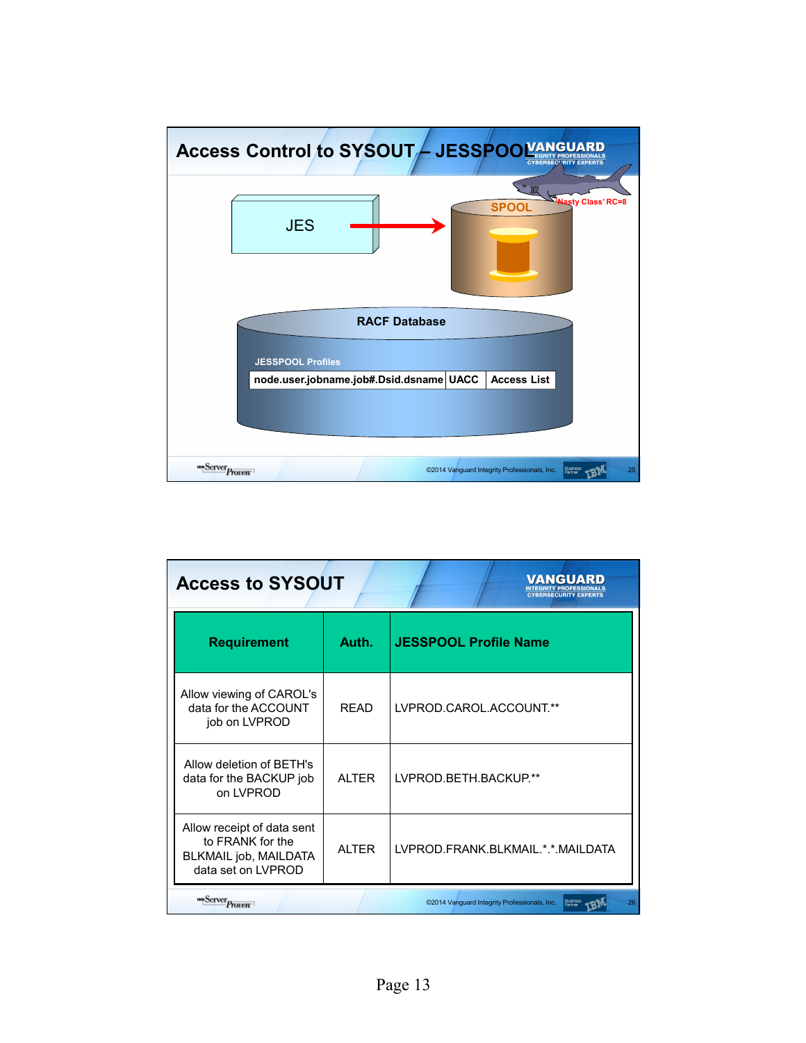## Access Control to SYSOUT – JESSPOOL

JES → SPOOL

'Nasty Class' RC=8

RACF Database

JESSPOOL Profiles

| node.user.jobname.job#.Dsid.dsname | UACC | Access List |
|---|---|---|

©2014 Vanguard Integrity Professionals, Inc.

## Access to SYSOUT

| Requirement | Auth. | JESSPOOL Profile Name |
|---|---|---|
| Allow viewing of CAROL's data for the ACCOUNT job on LVPROD | READ | LVPROD.CAROL.ACCOUNT.** |
| Allow deletion of BETH's data for the BACKUP job on LVPROD | ALTER | LVPROD.BETH.BACKUP.** |
| Allow receipt of data sent to FRANK for the BLKMAIL job, MAILDATA data set on LVPROD | ALTER | LVPROD.FRANK.BLKMAIL.*.*.MAILDATA |

©2014 Vanguard Integrity Professionals, Inc.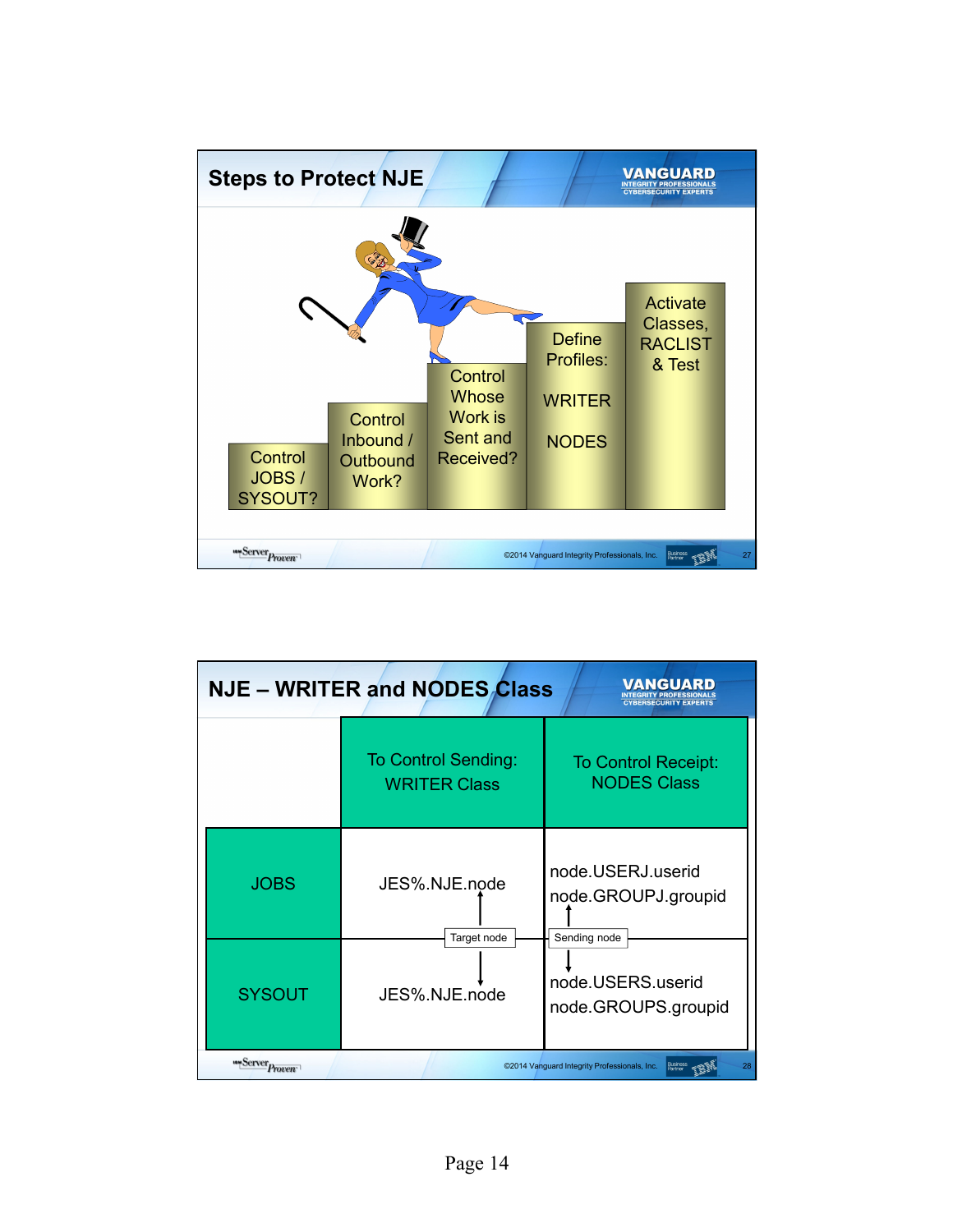## Steps to Protect NJE

- Control JOBS / SYSOUT?
- Control Inbound / Outbound Work?
- Control Whose Work is Sent and Received?
- Define Profiles: WRITER, NODES
- Activate Classes, RACLIST & Test

## NJE – WRITER and NODES Class

| | To Control Sending: WRITER Class | To Control Receipt: NODES Class |
|---|---|---|
| JOBS | JES%.NJE.node | node.USERJ.userid<br>node.GROUPJ.groupid |
| SYSOUT | JES%.NJE.node | node.USERS.userid<br>node.GROUPS.groupid |

In the WRITER Class column, node = Target node. In the NODES Class column, node = Sending node.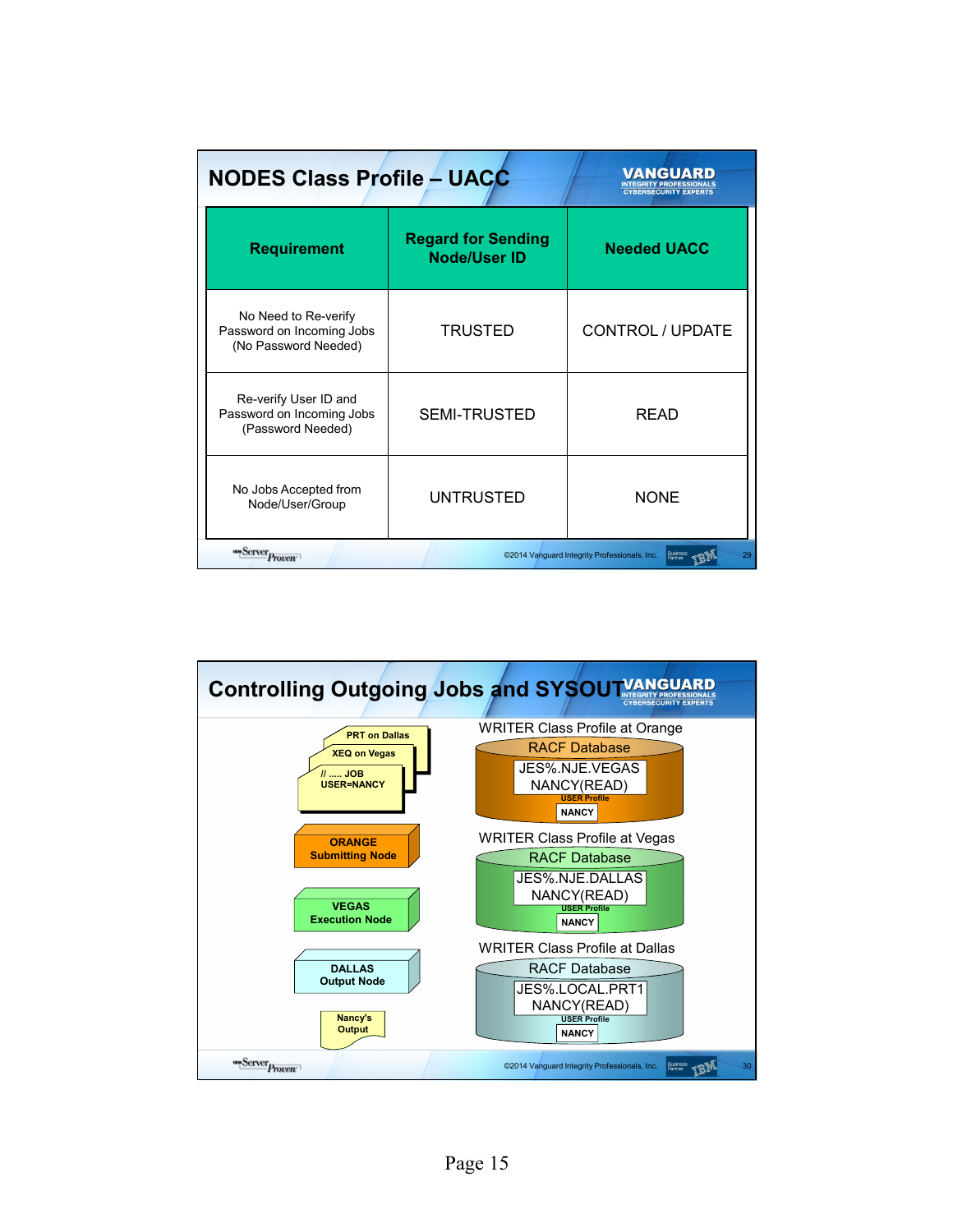## NODES Class Profile – UACC

| Requirement | Regard for Sending Node/User ID | Needed UACC |
|---|---|---|
| No Need to Re-verify Password on Incoming Jobs (No Password Needed) | TRUSTED | CONTROL / UPDATE |
| Re-verify User ID and Password on Incoming Jobs (Password Needed) | SEMI-TRUSTED | READ |
| No Jobs Accepted from Node/User/Group | UNTRUSTED | NONE |

©2014 Vanguard Integrity Professionals, Inc.

## Controlling Outgoing Jobs and SYSOUT

PRT on Dallas

XEQ on Vegas

// ..... JOB
USER=NANCY

**ORANGE Submitting Node**

**VEGAS Execution Node**

**DALLAS Output Node**

Nancy's Output

WRITER Class Profile at Orange

RACF Database

JES%.NJE.VEGAS
NANCY(READ)

USER Profile: NANCY

WRITER Class Profile at Vegas

RACF Database

JES%.NJE.DALLAS
NANCY(READ)

USER Profile: NANCY

WRITER Class Profile at Dallas

RACF Database

JES%.LOCAL.PRT1
NANCY(READ)

USER Profile: NANCY

©2014 Vanguard Integrity Professionals, Inc.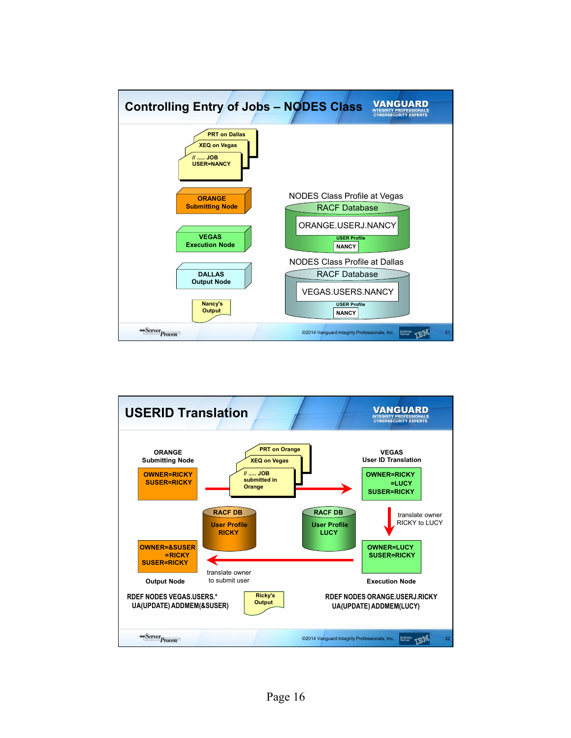## Controlling Entry of Jobs – NODES Class

PRT on Dallas

XEQ on Vegas

// ..... JOB
USER=NANCY

ORANGE
Submitting Node

VEGAS
Execution Node

DALLAS
Output Node

Nancy's
Output

NODES Class Profile at Vegas

RACF Database

ORANGE.USERJ.NANCY

USER Profile

NANCY

NODES Class Profile at Dallas

RACF Database

VEGAS.USERS.NANCY

USER Profile

NANCY

©2014 Vanguard Integrity Professionals, Inc.

## USERID Translation

ORANGE
Submitting Node

OWNER=RICKY
SUSER=RICKY

PRT on Orange

XEQ on Vegas

// ..... JOB
submitted in
Orange

VEGAS
User ID Translation

OWNER=RICKY
=LUCY
SUSER=RICKY

RACF DB
User Profile
RICKY

RACF DB
User Profile
LUCY

translate owner
RICKY to LUCY

OWNER=&SUSER
=RICKY
SUSER=RICKY

OWNER=LUCY
SUSER=RICKY

translate owner
to submit user

Output Node

Execution Node

RDEF NODES VEGAS.USERS.*
UA(UPDATE) ADDMEM(&SUSER)

Ricky's
Output

RDEF NODES ORANGE.USERJ.RICKY
UA(UPDATE) ADDMEM(LUCY)

©2014 Vanguard Integrity Professionals, Inc.